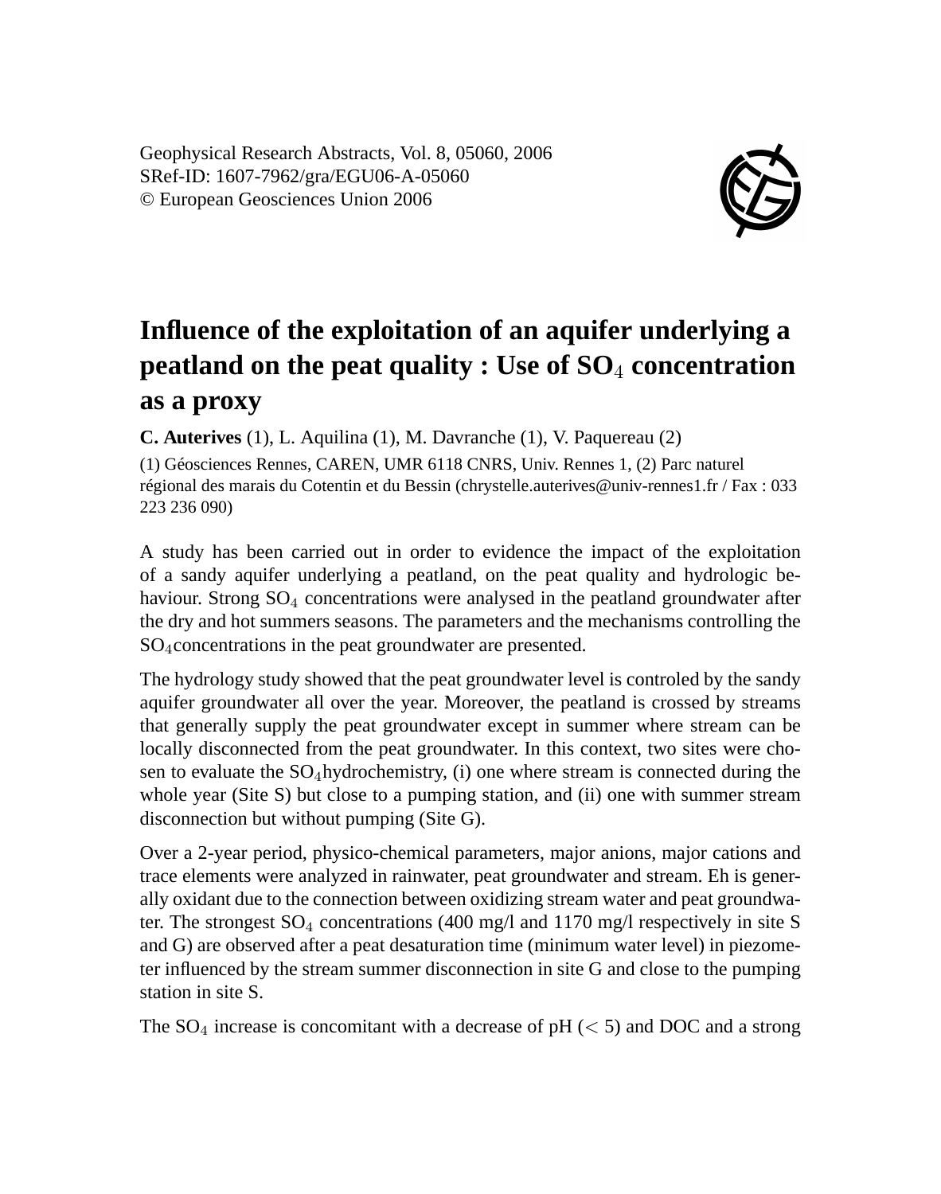Geophysical Research Abstracts, Vol. 8, 05060, 2006
SRef-ID: 1607-7962/gra/EGU06-A-05060
© European Geosciences Union 2006

# Influence of the exploitation of an aquifer underlying a peatland on the peat quality : Use of $SO_4$ concentration as a proxy

**C. Auterives** (1), L. Aquilina (1), M. Davranche (1), V. Paquereau (2)

(1) Géosciences Rennes, CAREN, UMR 6118 CNRS, Univ. Rennes 1, (2) Parc naturel régional des marais du Cotentin et du Bessin (chrystelle.auterives@univ-rennes1.fr / Fax : 033 223 236 090)

A study has been carried out in order to evidence the impact of the exploitation of a sandy aquifer underlying a peatland, on the peat quality and hydrologic behaviour. Strong $SO_4$ concentrations were analysed in the peatland groundwater after the dry and hot summers seasons. The parameters and the mechanisms controlling the $SO_4$concentrations in the peat groundwater are presented.

The hydrology study showed that the peat groundwater level is controled by the sandy aquifer groundwater all over the year. Moreover, the peatland is crossed by streams that generally supply the peat groundwater except in summer where stream can be locally disconnected from the peat groundwater. In this context, two sites were chosen to evaluate the $SO_4$hydrochemistry, (i) one where stream is connected during the whole year (Site S) but close to a pumping station, and (ii) one with summer stream disconnection but without pumping (Site G).

Over a 2-year period, physico-chemical parameters, major anions, major cations and trace elements were analyzed in rainwater, peat groundwater and stream. Eh is generally oxidant due to the connection between oxidizing stream water and peat groundwater. The strongest $SO_4$ concentrations (400 mg/l and 1170 mg/l respectively in site S and G) are observed after a peat desaturation time (minimum water level) in piezometer influenced by the stream summer disconnection in site G and close to the pumping station in site S.

The $SO_4$ increase is concomitant with a decrease of pH ($< 5$) and DOC and a strong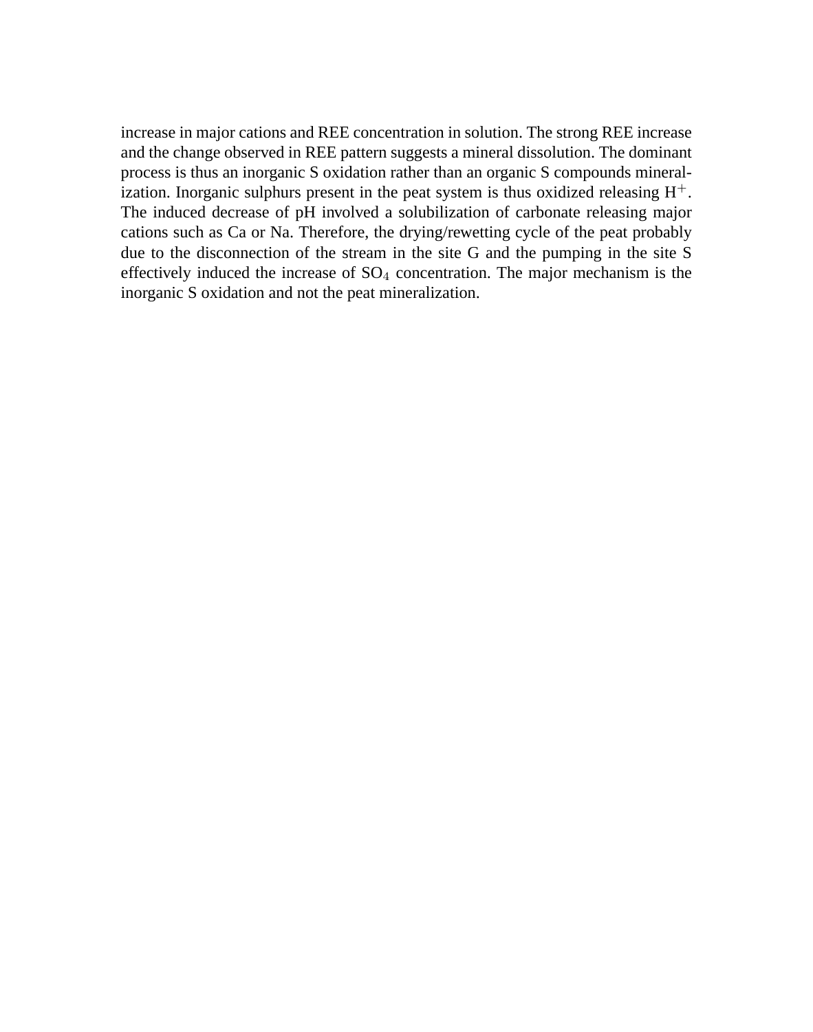increase in major cations and REE concentration in solution. The strong REE increase and the change observed in REE pattern suggests a mineral dissolution. The dominant process is thus an inorganic S oxidation rather than an organic S compounds mineralization. Inorganic sulphurs present in the peat system is thus oxidized releasing $H^+$. The induced decrease of pH involved a solubilization of carbonate releasing major cations such as Ca or Na. Therefore, the drying/rewetting cycle of the peat probably due to the disconnection of the stream in the site G and the pumping in the site S effectively induced the increase of $SO_4$ concentration. The major mechanism is the inorganic S oxidation and not the peat mineralization.